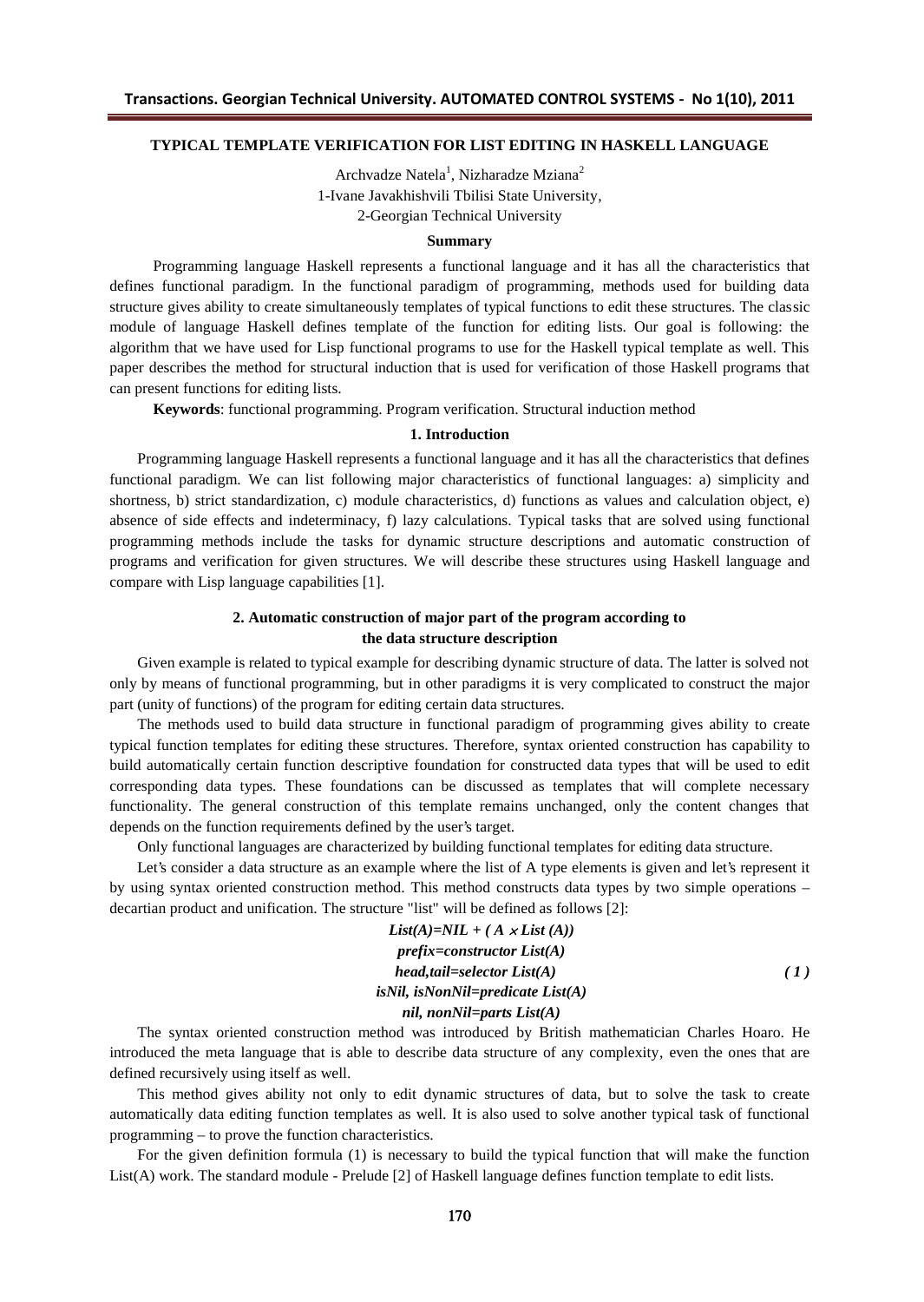# TYPICAL TEMPLATE VERIFICATION FOR LIST EDITING IN HASKELL LANGUAGE

Archvadze Natela[1], Nizharadze Mziana[2]

1-Ivane Javakhishvili Tbilisi State University,

2-Georgian Technical University

### Summary

Programming language Haskell represents a functional language and it has all the characteristics that defines functional paradigm. In the functional paradigm of programming, methods used for building data structure gives ability to create simultaneously templates of typical functions to edit these structures. The classic module of language Haskell defines template of the function for editing lists. Our goal is following: the algorithm that we have used for Lisp functional programs to use for the Haskell typical template as well. This paper describes the method for structural induction that is used for verification of those Haskell programs that can present functions for editing lists.

**Keywords**: functional programming. Program verification. Structural induction method

## 1. Introduction

Programming language Haskell represents a functional language and it has all the characteristics that defines functional paradigm. We can list following major characteristics of functional languages: a) simplicity and shortness, b) strict standardization, c) module characteristics, d) functions as values and calculation object, e) absence of side effects and indeterminacy, f) lazy calculations. Typical tasks that are solved using functional programming methods include the tasks for dynamic structure descriptions and automatic construction of programs and verification for given structures. We will describe these structures using Haskell language and compare with Lisp language capabilities [1].

## 2. Automatic construction of major part of the program according to the data structure description

Given example is related to typical example for describing dynamic structure of data. The latter is solved not only by means of functional programming, but in other paradigms it is very complicated to construct the major part (unity of functions) of the program for editing certain data structures.

The methods used to build data structure in functional paradigm of programming gives ability to create typical function templates for editing these structures. Therefore, syntax oriented construction has capability to build automatically certain function descriptive foundation for constructed data types that will be used to edit corresponding data types. These foundations can be discussed as templates that will complete necessary functionality. The general construction of this template remains unchanged, only the content changes that depends on the function requirements defined by the user's target.

Only functional languages are characterized by building functional templates for editing data structure.

Let's consider a data structure as an example where the list of A type elements is given and let's represent it by using syntax oriented construction method. This method constructs data types by two simple operations – decartian product and unification. The structure "list" will be defined as follows [2]:

$$
\begin{gathered}
\textit{List(A)=NIL} + (A \times \textit{List}(A)) \\
\textit{prefix=constructor List(A)} \\
\textit{head,tail=selector List(A)} \\
\textit{isNil, isNonNil=predicate List(A)} \\
\textit{nil, nonNil=parts List(A)}
\end{gathered} \tag{1}
$$

The syntax oriented construction method was introduced by British mathematician Charles Hoaro. He introduced the meta language that is able to describe data structure of any complexity, even the ones that are defined recursively using itself as well.

This method gives ability not only to edit dynamic structures of data, but to solve the task to create automatically data editing function templates as well. It is also used to solve another typical task of functional programming – to prove the function characteristics.

For the given definition formula (1) is necessary to build the typical function that will make the function List(A) work. The standard module - Prelude [2] of Haskell language defines function template to edit lists.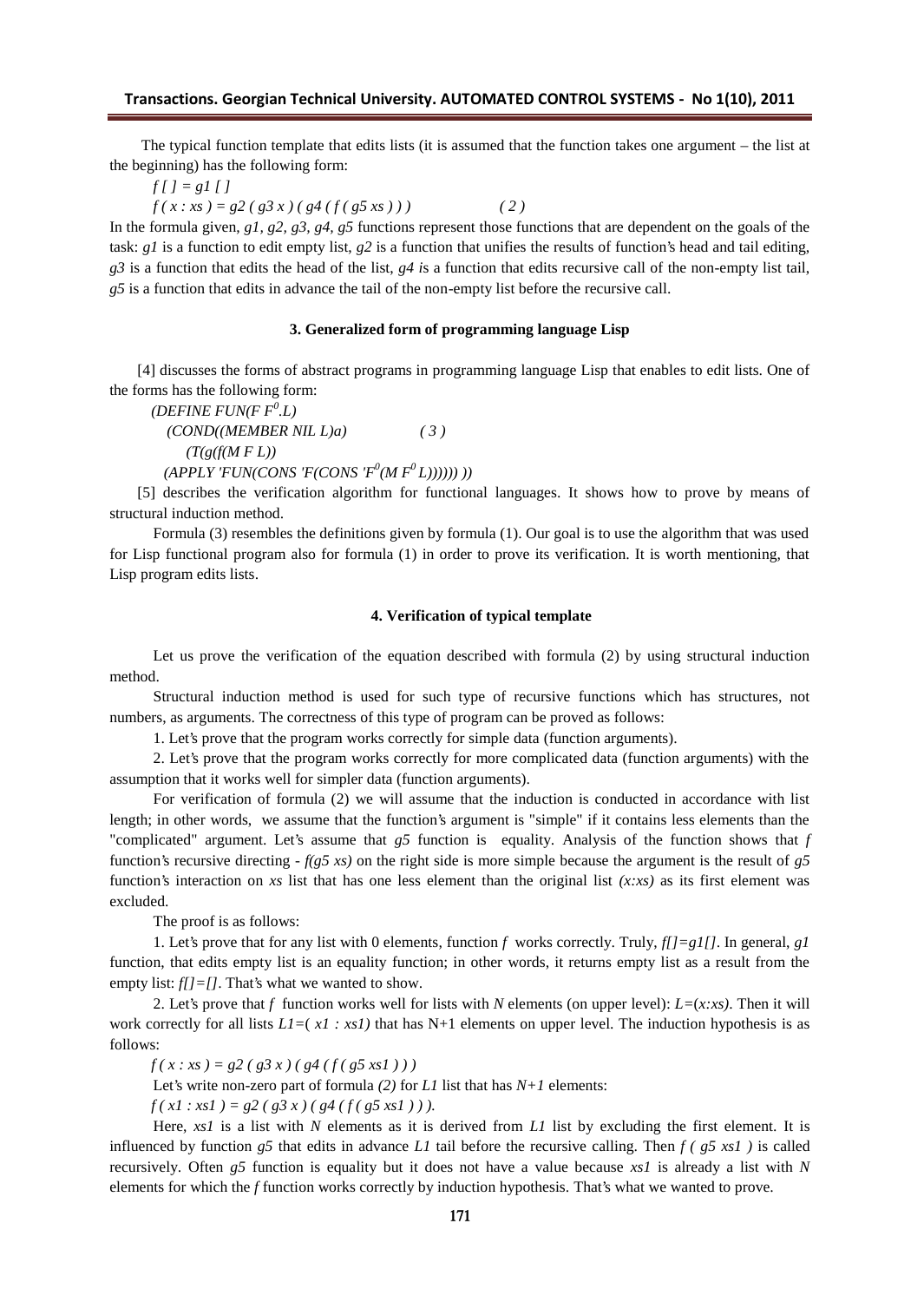The typical function template that edits lists (it is assumed that the function takes one argument – the list at the beginning) has the following form:

$$f\,[\,] = g1\,[\,]$$
$$f\,(x : xs) = g2\,(g3\,x)\,(g4\,(f\,(g5\,xs)))\qquad (2)$$

In the formula given, *g1*, *g2*, *g3*, *g4*, *g5* functions represent those functions that are dependent on the goals of the task: *g1* is a function to edit empty list, *g2* is a function that unifies the results of function's head and tail editing, *g3* is a function that edits the head of the list, *g4 i*s a function that edits recursive call of the non-empty list tail, *g5* is a function that edits in advance the tail of the non-empty list before the recursive call.

### 3. Generalized form of programming language Lisp

[4] discusses the forms of abstract programs in programming language Lisp that enables to edit lists. One of the forms has the following form:

$$\begin{aligned}
&(DEFINE\ FUN(F\ F^0.L)\\
&\quad (COND((MEMBER\ NIL\ L)a) \qquad (3)\\
&\quad\quad (T(g(f(M\ F\ L))\\
&\quad (APPLY\ 'FUN(CONS\ 'F(CONS\ 'F^0(M\ F^0\ L))))))\ ))
\end{aligned}$$

[5] describes the verification algorithm for functional languages. It shows how to prove by means of structural induction method.

Formula (3) resembles the definitions given by formula (1). Our goal is to use the algorithm that was used for Lisp functional program also for formula (1) in order to prove its verification. It is worth mentioning, that Lisp program edits lists.

### 4. Verification of typical template

Let us prove the verification of the equation described with formula (2) by using structural induction method.

Structural induction method is used for such type of recursive functions which has structures, not numbers, as arguments. The correctness of this type of program can be proved as follows:

1. Let's prove that the program works correctly for simple data (function arguments).

2. Let's prove that the program works correctly for more complicated data (function arguments) with the assumption that it works well for simpler data (function arguments).

For verification of formula (2) we will assume that the induction is conducted in accordance with list length; in other words, we assume that the function's argument is "simple" if it contains less elements than the "complicated" argument. Let's assume that *g5* function is equality. Analysis of the function shows that *f* function's recursive directing - *f(g5 xs)* on the right side is more simple because the argument is the result of *g5* function's interaction on *xs* list that has one less element than the original list *(x:xs)* as its first element was excluded.

The proof is as follows:

1. Let's prove that for any list with 0 elements, function *f* works correctly. Truly, *f[]=g1[]*. In general, *g1* function, that edits empty list is an equality function; in other words, it returns empty list as a result from the empty list: *f[]=[]*. That's what we wanted to show.

2. Let's prove that *f* function works well for lists with *N* elements (on upper level): *L=*(*x:xs)*. Then it will work correctly for all lists *L1=*( *x1 : xs1)* that has N+1 elements on upper level. The induction hypothesis is as follows:

$$f\,(x : xs) = g2\,(g3\,x)\,(g4\,(f\,(g5\,xs1)))$$

Let's write non-zero part of formula *(2)* for *L1* list that has *N+1* elements:

$$f\,(x1 : xs1) = g2\,(g3\,x)\,(g4\,(f\,(g5\,xs1))).$$

Here, *xs1* is a list with *N* elements as it is derived from *L1* list by excluding the first element. It is influenced by function *g5* that edits in advance *L1* tail before the recursive calling. Then *f ( g5 xs1 )* is called recursively. Often *g5* function is equality but it does not have a value because *xs1* is already a list with *N* elements for which the *f* function works correctly by induction hypothesis. That's what we wanted to prove.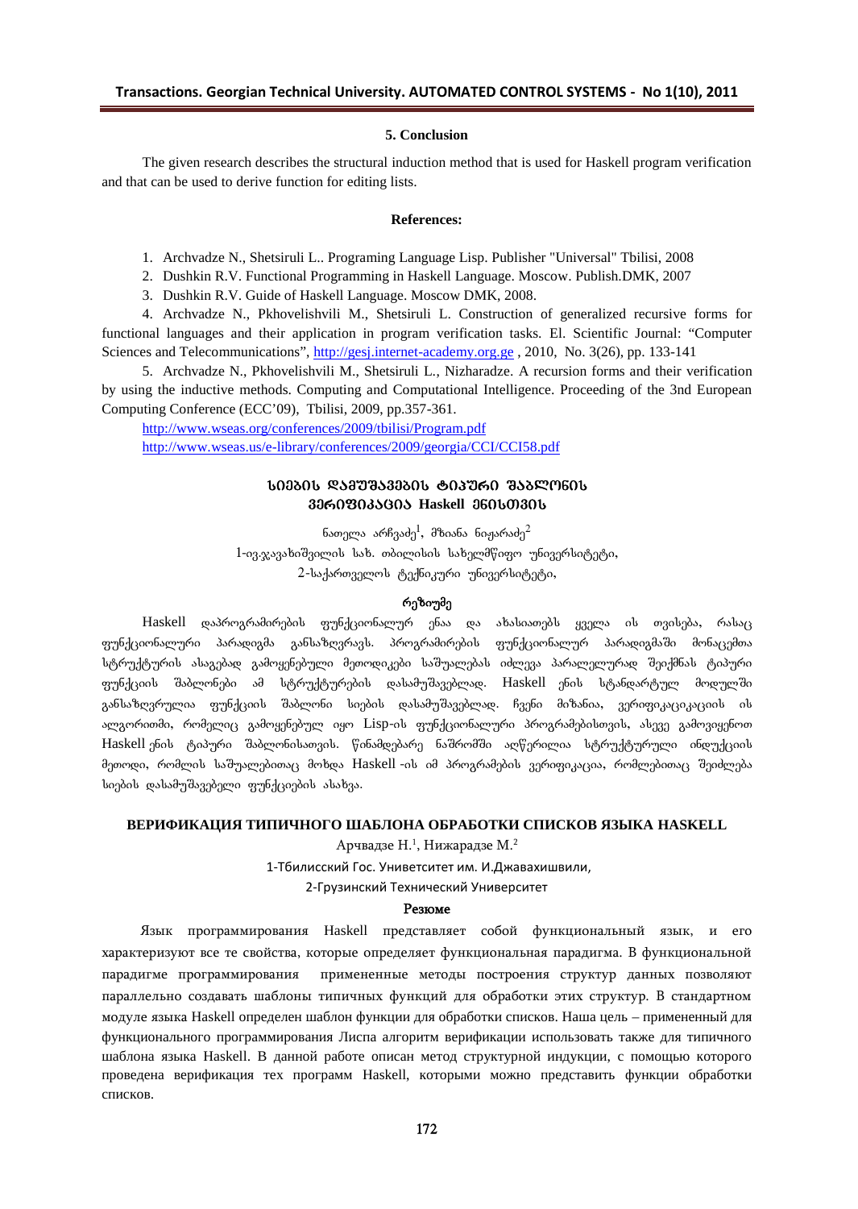## 5. Conclusion

The given research describes the structural induction method that is used for Haskell program verification and that can be used to derive function for editing lists.

## References:

1. Archvadze N., Shetsiruli L.. Programing Language Lisp. Publisher "Universal" Tbilisi, 2008
2. Dushkin R.V. Functional Programming in Haskell Language. Moscow. Publish.DMK, 2007
3. Dushkin R.V. Guide of Haskell Language. Moscow DMK, 2008.
4. Archvadze N., Pkhovelishvili M., Shetsiruli L. Construction of generalized recursive forms for functional languages and their application in program verification tasks. El. Scientific Journal: "Computer Sciences and Telecommunications", http://gesj.internet-academy.org.ge , 2010, No. 3(26), pp. 133-141
5. Archvadze N., Pkhovelishvili M., Shetsiruli L., Nizharadze. A recursion forms and their verification by using the inductive methods. Computing and Computational Intelligence. Proceeding of the 3nd European Computing Conference (ECC'09), Tbilisi, 2009, pp.357-361.

http://www.wseas.org/conferences/2009/tbilisi/Program.pdf
http://www.wseas.us/e-library/conferences/2009/georgia/CCI/CCI58.pdf

## სიების დამუშავების ტიპური შაბლონის ვერიფიკაცია Haskell ენისთვის

ნათელა არჩვაძე[1], მზიანა ნიჟარაძე[2]

1-ივ.ჯავახიშვილის სახ. თბილისის სახელმწიფო უნივერსიტეტი,
2-საქართველოს ტექნიკური უნივერსიტეტი,

### რეზიუმე

Haskell დაპროგრამირების ფუნქციონალურ ენაა და ახასიათებს ყველა ის თვისება, რასაც ფუნქციონალური პარადიგმა განსაზღვრავს. პროგრამირების ფუნქციონალურ პარადიგმაში მონაცემთა სტრუქტურის ასაგებად გამოყენებული მეთოდიკები საშუალებას იძლევა პარალელურად შეიქმნას ტიპური ფუნქციის შაბლონები ამ სტრუქტურების დასამუშავებლად. Haskell ენის სტანდარტულ მოდულში განსაზღვრულია ფუნქციის შაბლონი სიების დასამუშავებლად. ჩვენი მიზანია, ვერიფიკაციაკაციის ის ალგორითმი, რომელიც გამოყენებულ იყო Lisp-ის ფუნქციონალური პროგრამებისთვის, ასევე გამოვიყენოთ Haskell ენის ტიპური შაბლონისათვის. წინამდებარე ნაშრომში აღწერილია სტრუქტურული ინდუქციის მეთოდი, რომლის საშუალებითაც მოხდა Haskell -ის იმ პროგრამების ვერიფიკაცია, რომლებითაც შეიძლება სიების დასამუშავებელი ფუნქციების ასახვა.

## ВЕРИФИКАЦИЯ ТИПИЧНОГО ШАБЛОНА ОБРАБОТКИ СПИСКОВ ЯЗЫКА HASKELL

Арчвадзе Н.[1], Нижарадзе М.[2]

1-Тбилисский Гос. Униветситет им. И.Джавахишвили,
2-Грузинский Технический Университет

### Резюме

Язык программирования Haskell представляет собой функциональный язык, и его характеризуют все те свойства, которые определяет функциональная парадигма. В функциональной парадигме программирования примененные методы построения структур данных позволяют параллельно создавать шаблоны типичных функций для обработки этих структур. В стандартном модуле языка Haskell определен шаблон функции для обработки списков. Наша цель – примененный для функционального программирования Лиспа алгоритм верификации использовать также для типичного шаблона языка Haskell. В данной работе описан метод структурной индукции, с помощью которого проведена верификация тех программ Haskell, которыми можно представить функции обработки списков.